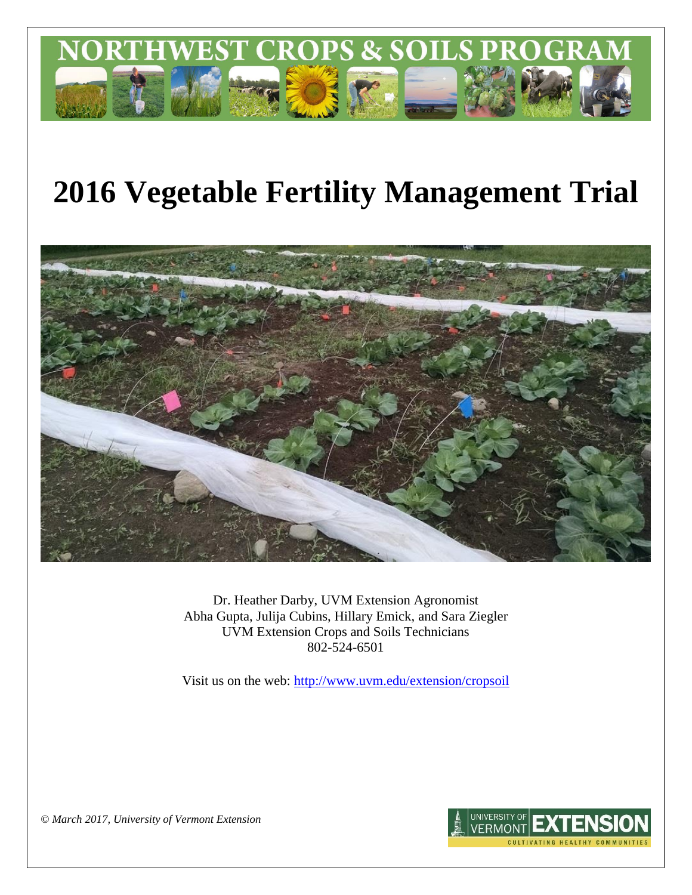# NORTHWEST CROPS & SOILS PROGRAM

# 2016 Vegetable Fertility Management Trial

Dr. Heather Darby, UVM Extension Agronomist
Abha Gupta, Julija Cubins, Hillary Emick, and Sara Ziegler
UVM Extension Crops and Soils Technicians
802-524-6501

Visit us on the web: http://www.uvm.edu/extension/cropsoil

*© March 2017, University of Vermont Extension*

UNIVERSITY OF VERMONT EXTENSION
CULTIVATING HEALTHY COMMUNITIES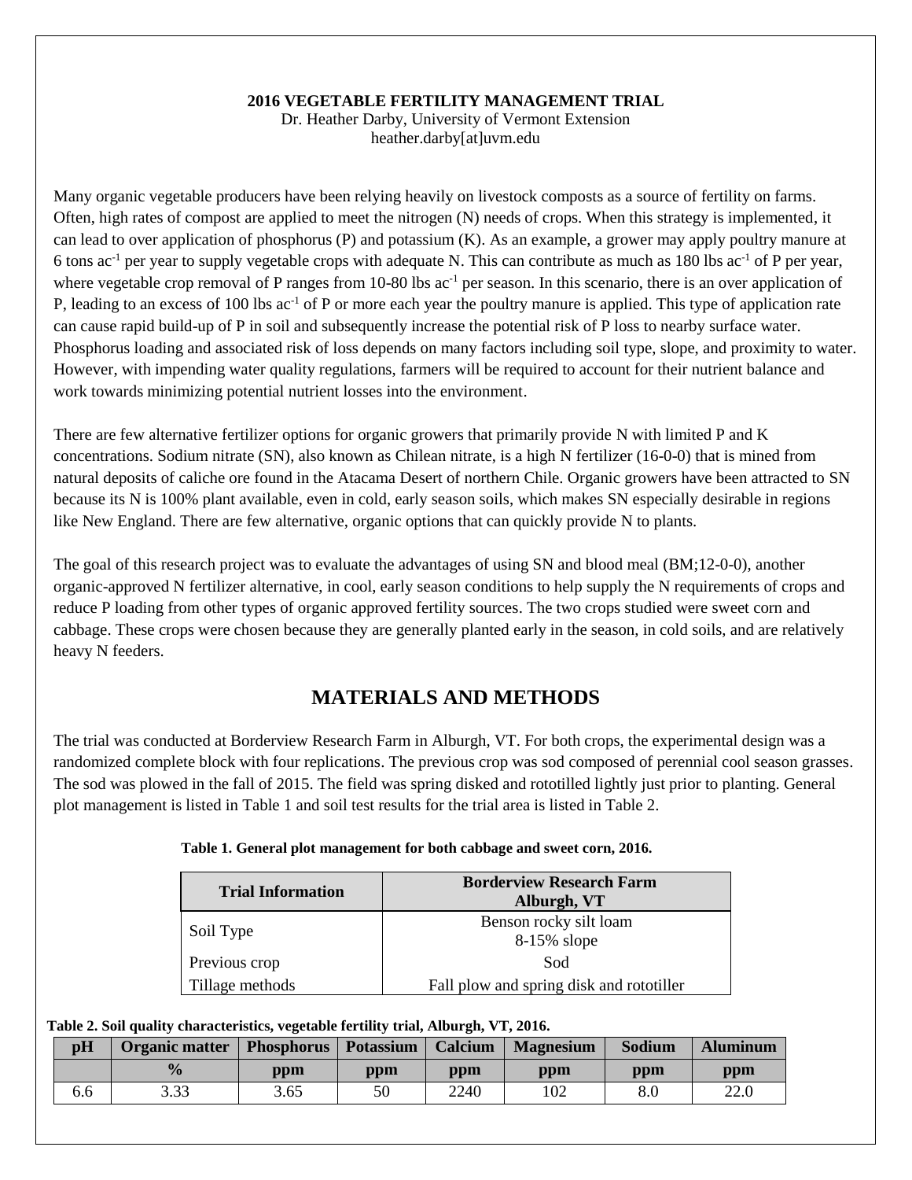**2016 VEGETABLE FERTILITY MANAGEMENT TRIAL**
Dr. Heather Darby, University of Vermont Extension
heather.darby[at]uvm.edu

Many organic vegetable producers have been relying heavily on livestock composts as a source of fertility on farms. Often, high rates of compost are applied to meet the nitrogen (N) needs of crops. When this strategy is implemented, it can lead to over application of phosphorus (P) and potassium (K). As an example, a grower may apply poultry manure at 6 tons $ac^{-1}$ per year to supply vegetable crops with adequate N. This can contribute as much as 180 lbs $ac^{-1}$ of P per year, where vegetable crop removal of P ranges from 10-80 lbs $ac^{-1}$ per season. In this scenario, there is an over application of P, leading to an excess of 100 lbs $ac^{-1}$ of P or more each year the poultry manure is applied. This type of application rate can cause rapid build-up of P in soil and subsequently increase the potential risk of P loss to nearby surface water. Phosphorus loading and associated risk of loss depends on many factors including soil type, slope, and proximity to water. However, with impending water quality regulations, farmers will be required to account for their nutrient balance and work towards minimizing potential nutrient losses into the environment.

There are few alternative fertilizer options for organic growers that primarily provide N with limited P and K concentrations. Sodium nitrate (SN), also known as Chilean nitrate, is a high N fertilizer (16-0-0) that is mined from natural deposits of caliche ore found in the Atacama Desert of northern Chile. Organic growers have been attracted to SN because its N is 100% plant available, even in cold, early season soils, which makes SN especially desirable in regions like New England. There are few alternative, organic options that can quickly provide N to plants.

The goal of this research project was to evaluate the advantages of using SN and blood meal (BM;12-0-0), another organic-approved N fertilizer alternative, in cool, early season conditions to help supply the N requirements of crops and reduce P loading from other types of organic approved fertility sources. The two crops studied were sweet corn and cabbage. These crops were chosen because they are generally planted early in the season, in cold soils, and are relatively heavy N feeders.

# MATERIALS AND METHODS

The trial was conducted at Borderview Research Farm in Alburgh, VT. For both crops, the experimental design was a randomized complete block with four replications. The previous crop was sod composed of perennial cool season grasses. The sod was plowed in the fall of 2015. The field was spring disked and rototilled lightly just prior to planting. General plot management is listed in Table 1 and soil test results for the trial area is listed in Table 2.

**Table 1. General plot management for both cabbage and sweet corn, 2016.**

| Trial Information | Borderview Research Farm Alburgh, VT |
|---|---|
| Soil Type | Benson rocky silt loam 8-15% slope |
| Previous crop | Sod |
| Tillage methods | Fall plow and spring disk and rototiller |

**Table 2. Soil quality characteristics, vegetable fertility trial, Alburgh, VT, 2016.**

| pH | Organic matter | Phosphorus | Potassium | Calcium | Magnesium | Sodium | Aluminum |
|---|---|---|---|---|---|---|---|
| | % | ppm | ppm | ppm | ppm | ppm | ppm |
| 6.6 | 3.33 | 3.65 | 50 | 2240 | 102 | 8.0 | 22.0 |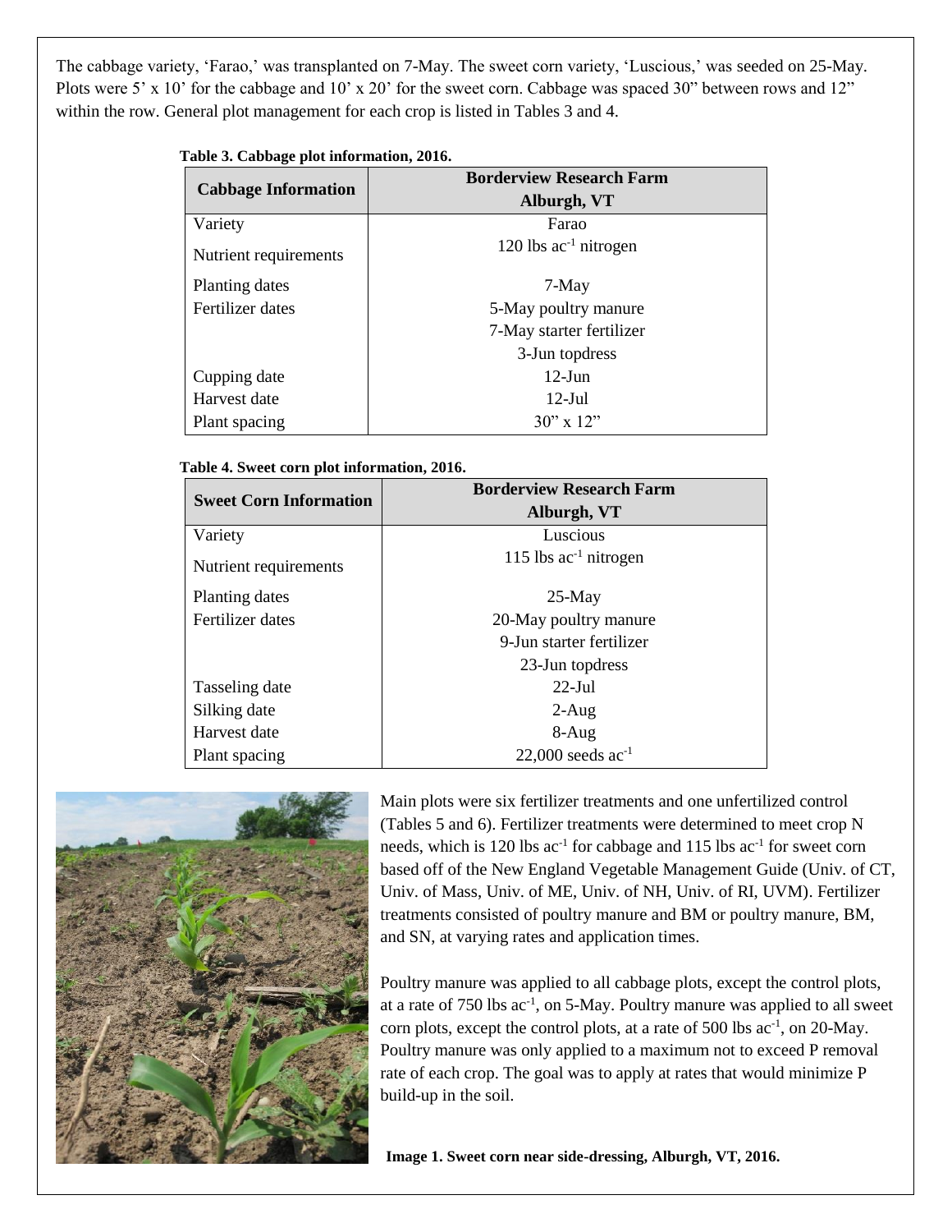The cabbage variety, 'Farao,' was transplanted on 7-May. The sweet corn variety, 'Luscious,' was seeded on 25-May. Plots were 5' x 10' for the cabbage and 10' x 20' for the sweet corn. Cabbage was spaced 30" between rows and 12" within the row. General plot management for each crop is listed in Tables 3 and 4.

**Table 3. Cabbage plot information, 2016.**

| Cabbage Information | Borderview Research Farm Alburgh, VT |
|---|---|
| Variety | Farao |
| Nutrient requirements | 120 lbs ac$^{-1}$ nitrogen |
| Planting dates | 7-May |
| Fertilizer dates | 5-May poultry manure |
| | 7-May starter fertilizer |
| | 3-Jun topdress |
| Cupping date | 12-Jun |
| Harvest date | 12-Jul |
| Plant spacing | 30" x 12" |

**Table 4. Sweet corn plot information, 2016.**

| Sweet Corn Information | Borderview Research Farm Alburgh, VT |
|---|---|
| Variety | Luscious |
| Nutrient requirements | 115 lbs ac$^{-1}$ nitrogen |
| Planting dates | 25-May |
| Fertilizer dates | 20-May poultry manure |
| | 9-Jun starter fertilizer |
| | 23-Jun topdress |
| Tasseling date | 22-Jul |
| Silking date | 2-Aug |
| Harvest date | 8-Aug |
| Plant spacing | 22,000 seeds ac$^{-1}$ |

Main plots were six fertilizer treatments and one unfertilized control (Tables 5 and 6). Fertilizer treatments were determined to meet crop N needs, which is 120 lbs ac$^{-1}$ for cabbage and 115 lbs ac$^{-1}$ for sweet corn based off of the New England Vegetable Management Guide (Univ. of CT, Univ. of Mass, Univ. of ME, Univ. of NH, Univ. of RI, UVM). Fertilizer treatments consisted of poultry manure and BM or poultry manure, BM, and SN, at varying rates and application times.

Poultry manure was applied to all cabbage plots, except the control plots, at a rate of 750 lbs ac$^{-1}$, on 5-May. Poultry manure was applied to all sweet corn plots, except the control plots, at a rate of 500 lbs ac$^{-1}$, on 20-May. Poultry manure was only applied to a maximum not to exceed P removal rate of each crop. The goal was to apply at rates that would minimize P build-up in the soil.

**Image 1. Sweet corn near side-dressing, Alburgh, VT, 2016.**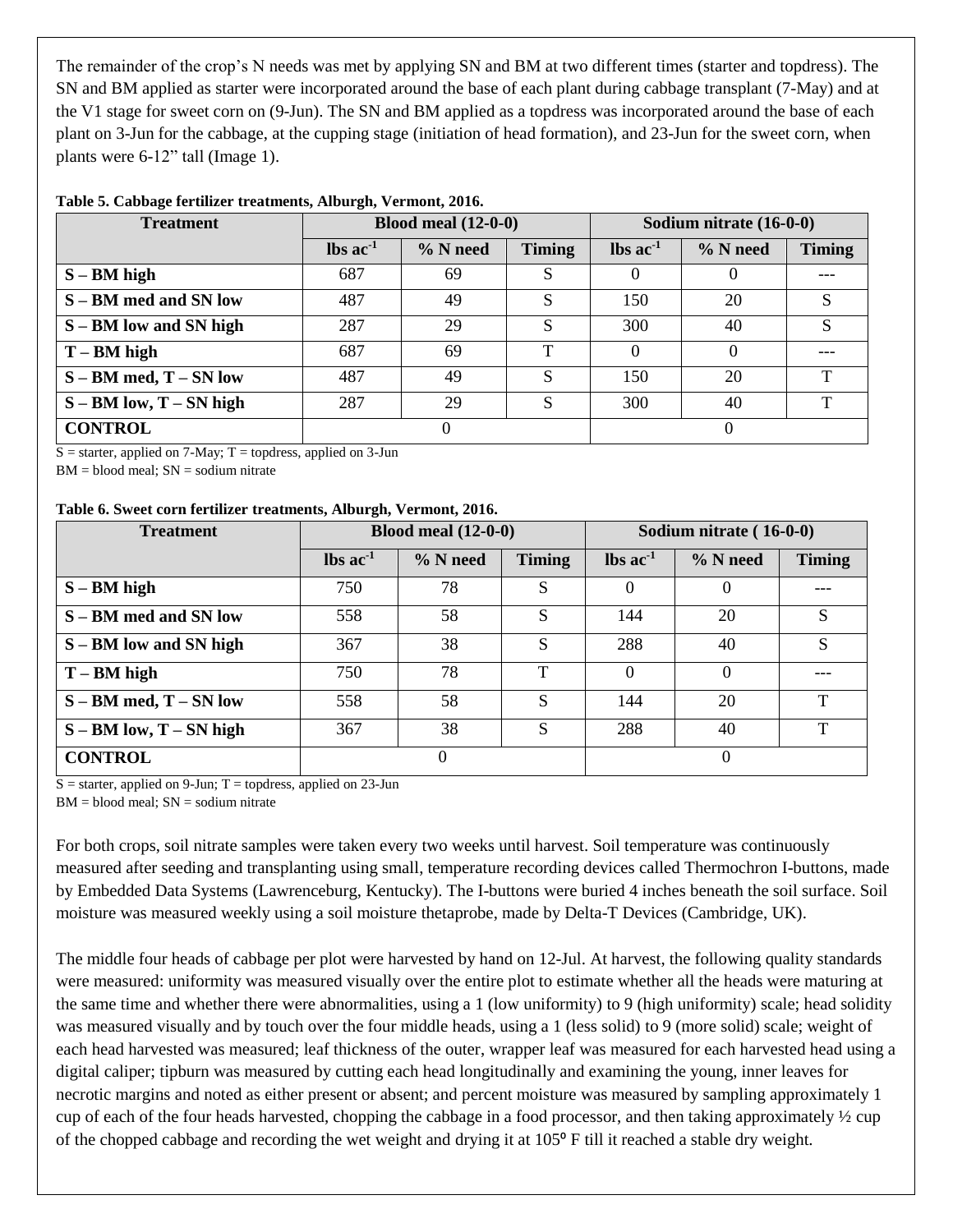The remainder of the crop's N needs was met by applying SN and BM at two different times (starter and topdress). The SN and BM applied as starter were incorporated around the base of each plant during cabbage transplant (7-May) and at the V1 stage for sweet corn on (9-Jun). The SN and BM applied as a topdress was incorporated around the base of each plant on 3-Jun for the cabbage, at the cupping stage (initiation of head formation), and 23-Jun for the sweet corn, when plants were 6-12" tall (Image 1).

**Table 5. Cabbage fertilizer treatments, Alburgh, Vermont, 2016.**

| Treatment | Blood meal (12-0-0) | | | Sodium nitrate (16-0-0) | | |
|---|---|---|---|---|---|---|
| | lbs $ac^{-1}$ | % N need | Timing | lbs $ac^{-1}$ | % N need | Timing |
| **S – BM high** | 687 | 69 | S | 0 | 0 | --- |
| **S – BM med and SN low** | 487 | 49 | S | 150 | 20 | S |
| **S – BM low and SN high** | 287 | 29 | S | 300 | 40 | S |
| **T – BM high** | 687 | 69 | T | 0 | 0 | --- |
| **S – BM med, T – SN low** | 487 | 49 | S | 150 | 20 | T |
| **S – BM low, T – SN high** | 287 | 29 | S | 300 | 40 | T |
| **CONTROL** | 0 | | | 0 | | |

S = starter, applied on 7-May; T = topdress, applied on 3-Jun
BM = blood meal; SN = sodium nitrate

**Table 6. Sweet corn fertilizer treatments, Alburgh, Vermont, 2016.**

| Treatment | Blood meal (12-0-0) | | | Sodium nitrate ( 16-0-0) | | |
|---|---|---|---|---|---|---|
| | lbs $ac^{-1}$ | % N need | Timing | lbs $ac^{-1}$ | % N need | Timing |
| **S – BM high** | 750 | 78 | S | 0 | 0 | --- |
| **S – BM med and SN low** | 558 | 58 | S | 144 | 20 | S |
| **S – BM low and SN high** | 367 | 38 | S | 288 | 40 | S |
| **T – BM high** | 750 | 78 | T | 0 | 0 | --- |
| **S – BM med, T – SN low** | 558 | 58 | S | 144 | 20 | T |
| **S – BM low, T – SN high** | 367 | 38 | S | 288 | 40 | T |
| **CONTROL** | 0 | | | 0 | | |

S = starter, applied on 9-Jun; T = topdress, applied on 23-Jun
BM = blood meal; SN = sodium nitrate

For both crops, soil nitrate samples were taken every two weeks until harvest. Soil temperature was continuously measured after seeding and transplanting using small, temperature recording devices called Thermochron I-buttons, made by Embedded Data Systems (Lawrenceburg, Kentucky). The I-buttons were buried 4 inches beneath the soil surface. Soil moisture was measured weekly using a soil moisture thetaprobe, made by Delta-T Devices (Cambridge, UK).

The middle four heads of cabbage per plot were harvested by hand on 12-Jul. At harvest, the following quality standards were measured: uniformity was measured visually over the entire plot to estimate whether all the heads were maturing at the same time and whether there were abnormalities, using a 1 (low uniformity) to 9 (high uniformity) scale; head solidity was measured visually and by touch over the four middle heads, using a 1 (less solid) to 9 (more solid) scale; weight of each head harvested was measured; leaf thickness of the outer, wrapper leaf was measured for each harvested head using a digital caliper; tipburn was measured by cutting each head longitudinally and examining the young, inner leaves for necrotic margins and noted as either present or absent; and percent moisture was measured by sampling approximately 1 cup of each of the four heads harvested, chopping the cabbage in a food processor, and then taking approximately ½ cup of the chopped cabbage and recording the wet weight and drying it at 105⁰ F till it reached a stable dry weight.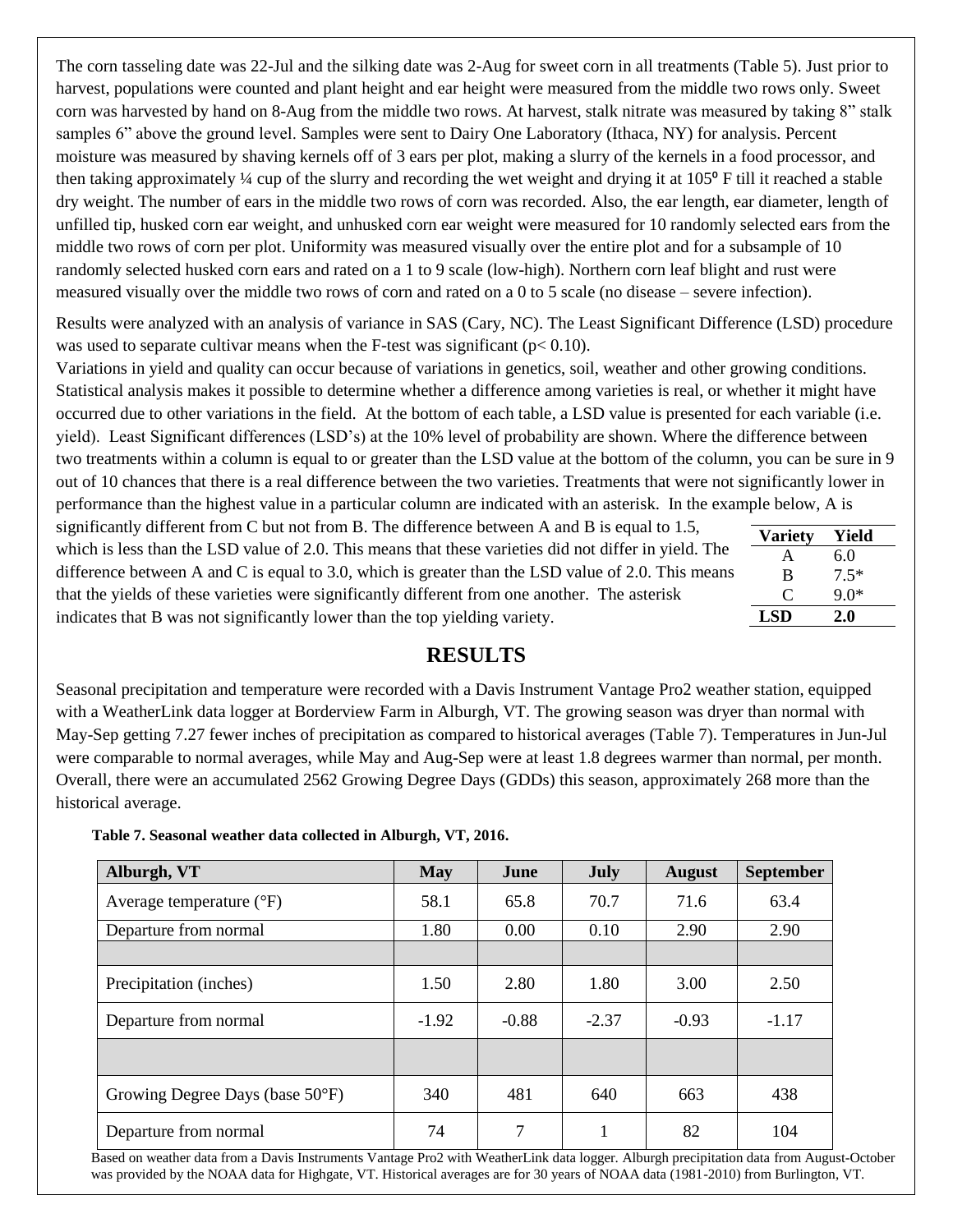The corn tasseling date was 22-Jul and the silking date was 2-Aug for sweet corn in all treatments (Table 5). Just prior to harvest, populations were counted and plant height and ear height were measured from the middle two rows only. Sweet corn was harvested by hand on 8-Aug from the middle two rows. At harvest, stalk nitrate was measured by taking 8" stalk samples 6" above the ground level. Samples were sent to Dairy One Laboratory (Ithaca, NY) for analysis. Percent moisture was measured by shaving kernels off of 3 ears per plot, making a slurry of the kernels in a food processor, and then taking approximately ¼ cup of the slurry and recording the wet weight and drying it at 105⁰ F till it reached a stable dry weight. The number of ears in the middle two rows of corn was recorded. Also, the ear length, ear diameter, length of unfilled tip, husked corn ear weight, and unhusked corn ear weight were measured for 10 randomly selected ears from the middle two rows of corn per plot. Uniformity was measured visually over the entire plot and for a subsample of 10 randomly selected husked corn ears and rated on a 1 to 9 scale (low-high). Northern corn leaf blight and rust were measured visually over the middle two rows of corn and rated on a 0 to 5 scale (no disease – severe infection).

Results were analyzed with an analysis of variance in SAS (Cary, NC). The Least Significant Difference (LSD) procedure was used to separate cultivar means when the F-test was significant ($p < 0.10$).

Variations in yield and quality can occur because of variations in genetics, soil, weather and other growing conditions. Statistical analysis makes it possible to determine whether a difference among varieties is real, or whether it might have occurred due to other variations in the field. At the bottom of each table, a LSD value is presented for each variable (i.e. yield). Least Significant differences (LSD's) at the 10% level of probability are shown. Where the difference between two treatments within a column is equal to or greater than the LSD value at the bottom of the column, you can be sure in 9 out of 10 chances that there is a real difference between the two varieties. Treatments that were not significantly lower in performance than the highest value in a particular column are indicated with an asterisk. In the example below, A is significantly different from C but not from B. The difference between A and B is equal to 1.5, which is less than the LSD value of 2.0. This means that these varieties did not differ in yield. The difference between A and C is equal to 3.0, which is greater than the LSD value of 2.0. This means that the yields of these varieties were significantly different from one another. The asterisk indicates that B was not significantly lower than the top yielding variety.

| Variety | Yield |
|---|---|
| A | 6.0 |
| B | 7.5* |
| C | 9.0* |
| **LSD** | **2.0** |

## RESULTS

Seasonal precipitation and temperature were recorded with a Davis Instrument Vantage Pro2 weather station, equipped with a WeatherLink data logger at Borderview Farm in Alburgh, VT. The growing season was dryer than normal with May-Sep getting 7.27 fewer inches of precipitation as compared to historical averages (Table 7). Temperatures in Jun-Jul were comparable to normal averages, while May and Aug-Sep were at least 1.8 degrees warmer than normal, per month. Overall, there were an accumulated 2562 Growing Degree Days (GDDs) this season, approximately 268 more than the historical average.

**Table 7. Seasonal weather data collected in Alburgh, VT, 2016.**

| Alburgh, VT | May | June | July | August | September |
|---|---|---|---|---|---|
| Average temperature (°F) | 58.1 | 65.8 | 70.7 | 71.6 | 63.4 |
| Departure from normal | 1.80 | 0.00 | 0.10 | 2.90 | 2.90 |
| | | | | | |
| Precipitation (inches) | 1.50 | 2.80 | 1.80 | 3.00 | 2.50 |
| Departure from normal | -1.92 | -0.88 | -2.37 | -0.93 | -1.17 |
| | | | | | |
| Growing Degree Days (base 50°F) | 340 | 481 | 640 | 663 | 438 |
| Departure from normal | 74 | 7 | 1 | 82 | 104 |

Based on weather data from a Davis Instruments Vantage Pro2 with WeatherLink data logger. Alburgh precipitation data from August-October was provided by the NOAA data for Highgate, VT. Historical averages are for 30 years of NOAA data (1981-2010) from Burlington, VT.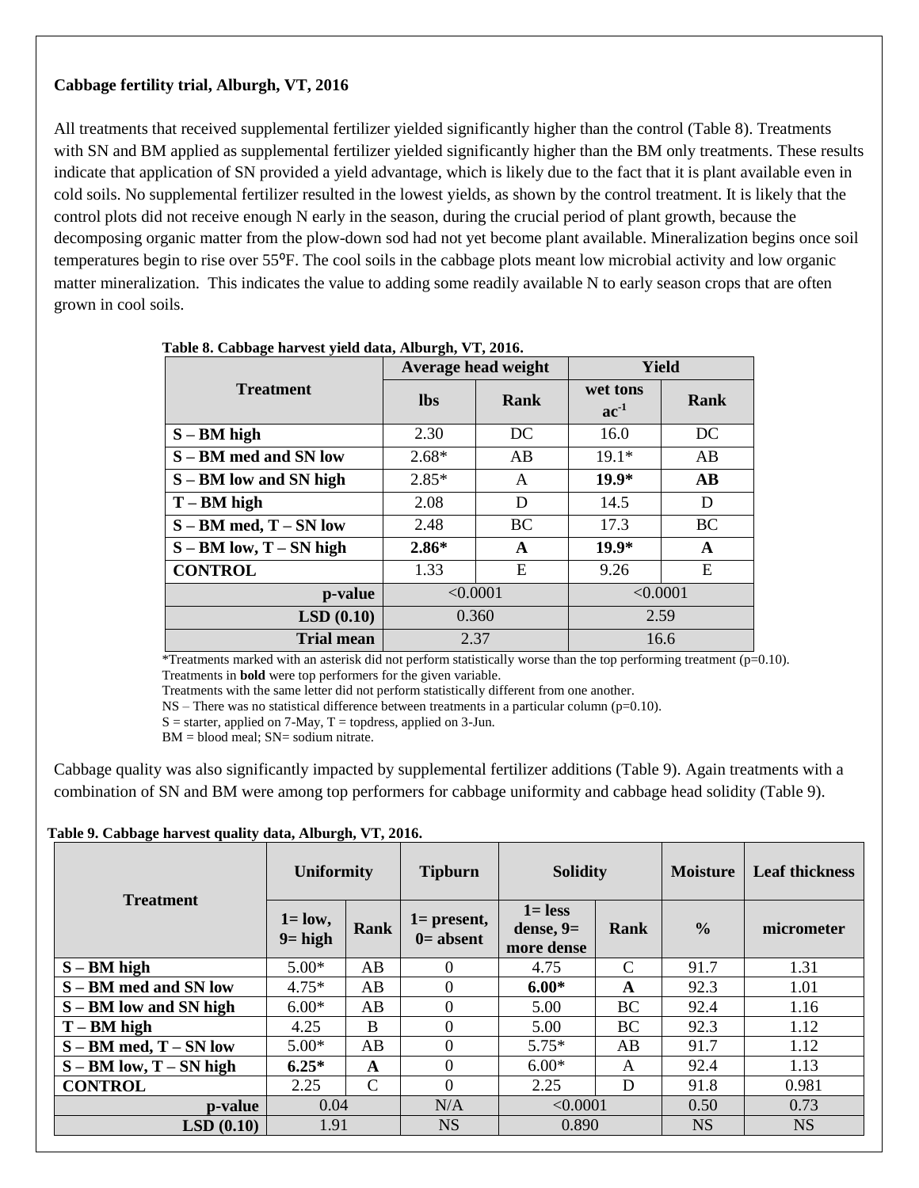**Cabbage fertility trial, Alburgh, VT, 2016**

All treatments that received supplemental fertilizer yielded significantly higher than the control (Table 8). Treatments with SN and BM applied as supplemental fertilizer yielded significantly higher than the BM only treatments. These results indicate that application of SN provided a yield advantage, which is likely due to the fact that it is plant available even in cold soils. No supplemental fertilizer resulted in the lowest yields, as shown by the control treatment. It is likely that the control plots did not receive enough N early in the season, during the crucial period of plant growth, because the decomposing organic matter from the plow-down sod had not yet become plant available. Mineralization begins once soil temperatures begin to rise over 55⁰F. The cool soils in the cabbage plots meant low microbial activity and low organic matter mineralization. This indicates the value to adding some readily available N to early season crops that are often grown in cool soils.

**Table 8. Cabbage harvest yield data, Alburgh, VT, 2016.**

| Treatment | Average head weight | | Yield | |
|---|---|---|---|---|
| | lbs | Rank | wet tons ac$^{-1}$ | Rank |
| **S – BM high** | 2.30 | DC | 16.0 | DC |
| **S – BM med and SN low** | 2.68* | AB | 19.1* | AB |
| **S – BM low and SN high** | 2.85* | A | **19.9*** | **AB** |
| **T – BM high** | 2.08 | D | 14.5 | D |
| **S – BM med, T – SN low** | 2.48 | BC | 17.3 | BC |
| **S – BM low, T – SN high** | **2.86*** | **A** | **19.9*** | **A** |
| **CONTROL** | 1.33 | E | 9.26 | E |
| **p-value** | <0.0001 | | <0.0001 | |
| **LSD (0.10)** | 0.360 | | 2.59 | |
| **Trial mean** | 2.37 | | 16.6 | |

*Treatments marked with an asterisk did not perform statistically worse than the top performing treatment (p=0.10).
Treatments in **bold** were top performers for the given variable.
Treatments with the same letter did not perform statistically different from one another.
NS – There was no statistical difference between treatments in a particular column (p=0.10).
S = starter, applied on 7-May, T = topdress, applied on 3-Jun.
BM = blood meal; SN= sodium nitrate.

Cabbage quality was also significantly impacted by supplemental fertilizer additions (Table 9). Again treatments with a combination of SN and BM were among top performers for cabbage uniformity and cabbage head solidity (Table 9).

**Table 9. Cabbage harvest quality data, Alburgh, VT, 2016.**

| Treatment | Uniformity | | Tipburn | Solidity | | Moisture | Leaf thickness |
|---|---|---|---|---|---|---|---|
| | 1= low, 9= high | Rank | 1= present, 0= absent | 1= less dense, 9= more dense | Rank | % | micrometer |
| **S – BM high** | 5.00* | AB | 0 | 4.75 | C | 91.7 | 1.31 |
| **S – BM med and SN low** | 4.75* | AB | 0 | **6.00*** | **A** | 92.3 | 1.01 |
| **S – BM low and SN high** | 6.00* | AB | 0 | 5.00 | BC | 92.4 | 1.16 |
| **T – BM high** | 4.25 | B | 0 | 5.00 | BC | 92.3 | 1.12 |
| **S – BM med, T – SN low** | 5.00* | AB | 0 | 5.75* | AB | 91.7 | 1.12 |
| **S – BM low, T – SN high** | **6.25*** | **A** | 0 | 6.00* | A | 92.4 | 1.13 |
| **CONTROL** | 2.25 | C | 0 | 2.25 | D | 91.8 | 0.981 |
| **p-value** | 0.04 | | N/A | <0.0001 | | 0.50 | 0.73 |
| **LSD (0.10)** | 1.91 | | NS | 0.890 | | NS | NS |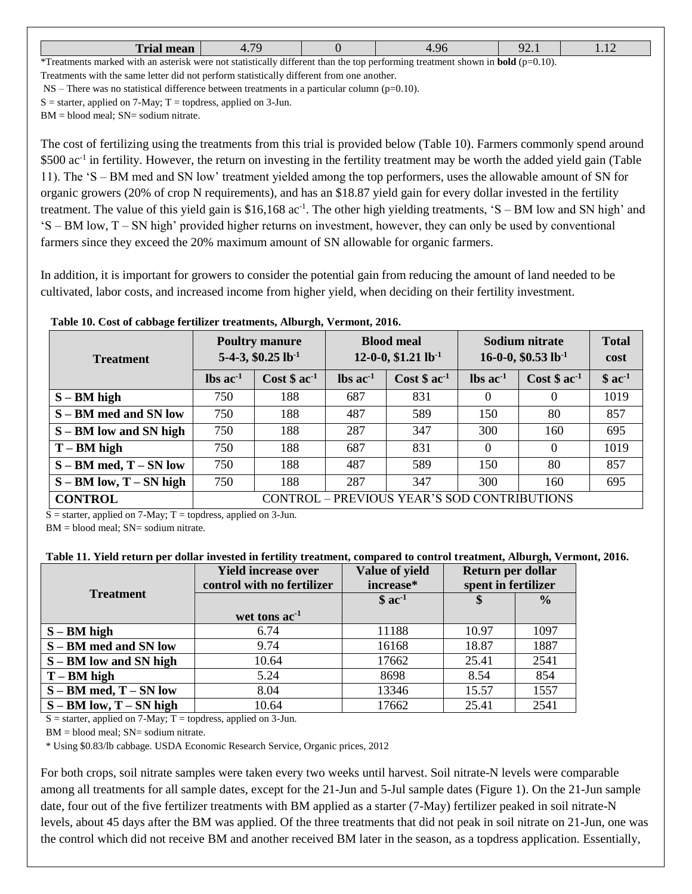| Trial mean | 4.79 | 0 | 4.96 | 92.1 | 1.12 |
|---|---|---|---|---|---|

*Treatments marked with an asterisk were not statistically different than the top performing treatment shown in **bold** (p=0.10).
Treatments with the same letter did not perform statistically different from one another.
NS – There was no statistical difference between treatments in a particular column (p=0.10).
S = starter, applied on 7-May; T = topdress, applied on 3-Jun.
BM = blood meal; SN= sodium nitrate.

The cost of fertilizing using the treatments from this trial is provided below (Table 10). Farmers commonly spend around \$500 ac$^{-1}$ in fertility. However, the return on investing in the fertility treatment may be worth the added yield gain (Table 11). The 'S – BM med and SN low' treatment yielded among the top performers, uses the allowable amount of SN for organic growers (20% of crop N requirements), and has an \$18.87 yield gain for every dollar invested in the fertility treatment. The value of this yield gain is \$16,168 ac$^{-1}$. The other high yielding treatments, 'S – BM low and SN high' and 'S – BM low, T – SN high' provided higher returns on investment, however, they can only be used by conventional farmers since they exceed the 20% maximum amount of SN allowable for organic farmers.

In addition, it is important for growers to consider the potential gain from reducing the amount of land needed to be cultivated, labor costs, and increased income from higher yield, when deciding on their fertility investment.

**Table 10. Cost of cabbage fertilizer treatments, Alburgh, Vermont, 2016.**

| Treatment | Poultry manure 5-4-3, \$0.25 lb$^{-1}$ | | Blood meal 12-0-0, \$1.21 lb$^{-1}$ | | Sodium nitrate 16-0-0, \$0.53 lb$^{-1}$ | | Total cost |
|---|---|---|---|---|---|---|---|
| | lbs ac$^{-1}$ | Cost \$ ac$^{-1}$ | lbs ac$^{-1}$ | Cost \$ ac$^{-1}$ | lbs ac$^{-1}$ | Cost \$ ac$^{-1}$ | \$ ac$^{-1}$ |
| **S – BM high** | 750 | 188 | 687 | 831 | 0 | 0 | 1019 |
| **S – BM med and SN low** | 750 | 188 | 487 | 589 | 150 | 80 | 857 |
| **S – BM low and SN high** | 750 | 188 | 287 | 347 | 300 | 160 | 695 |
| **T – BM high** | 750 | 188 | 687 | 831 | 0 | 0 | 1019 |
| **S – BM med, T – SN low** | 750 | 188 | 487 | 589 | 150 | 80 | 857 |
| **S – BM low, T – SN high** | 750 | 188 | 287 | 347 | 300 | 160 | 695 |
| **CONTROL** | CONTROL – PREVIOUS YEAR'S SOD CONTRIBUTIONS | | | | | | |

S = starter, applied on 7-May; T = topdress, applied on 3-Jun.
BM = blood meal; SN= sodium nitrate.

**Table 11. Yield return per dollar invested in fertility treatment, compared to control treatment, Alburgh, Vermont, 2016.**

| Treatment | Yield increase over control with no fertilizer | Value of yield increase* | Return per dollar spent in fertilizer | |
|---|---|---|---|---|
| | wet tons ac$^{-1}$ | \$ ac$^{-1}$ | \$ | % |
| **S – BM high** | 6.74 | 11188 | 10.97 | 1097 |
| **S – BM med and SN low** | 9.74 | 16168 | 18.87 | 1887 |
| **S – BM low and SN high** | 10.64 | 17662 | 25.41 | 2541 |
| **T – BM high** | 5.24 | 8698 | 8.54 | 854 |
| **S – BM med, T – SN low** | 8.04 | 13346 | 15.57 | 1557 |
| **S – BM low, T – SN high** | 10.64 | 17662 | 25.41 | 2541 |

S = starter, applied on 7-May; T = topdress, applied on 3-Jun.
BM = blood meal; SN= sodium nitrate.
* Using \$0.83/lb cabbage. USDA Economic Research Service, Organic prices, 2012

For both crops, soil nitrate samples were taken every two weeks until harvest. Soil nitrate-N levels were comparable among all treatments for all sample dates, except for the 21-Jun and 5-Jul sample dates (Figure 1). On the 21-Jun sample date, four out of the five fertilizer treatments with BM applied as a starter (7-May) fertilizer peaked in soil nitrate-N levels, about 45 days after the BM was applied. Of the three treatments that did not peak in soil nitrate on 21-Jun, one was the control which did not receive BM and another received BM later in the season, as a topdress application. Essentially,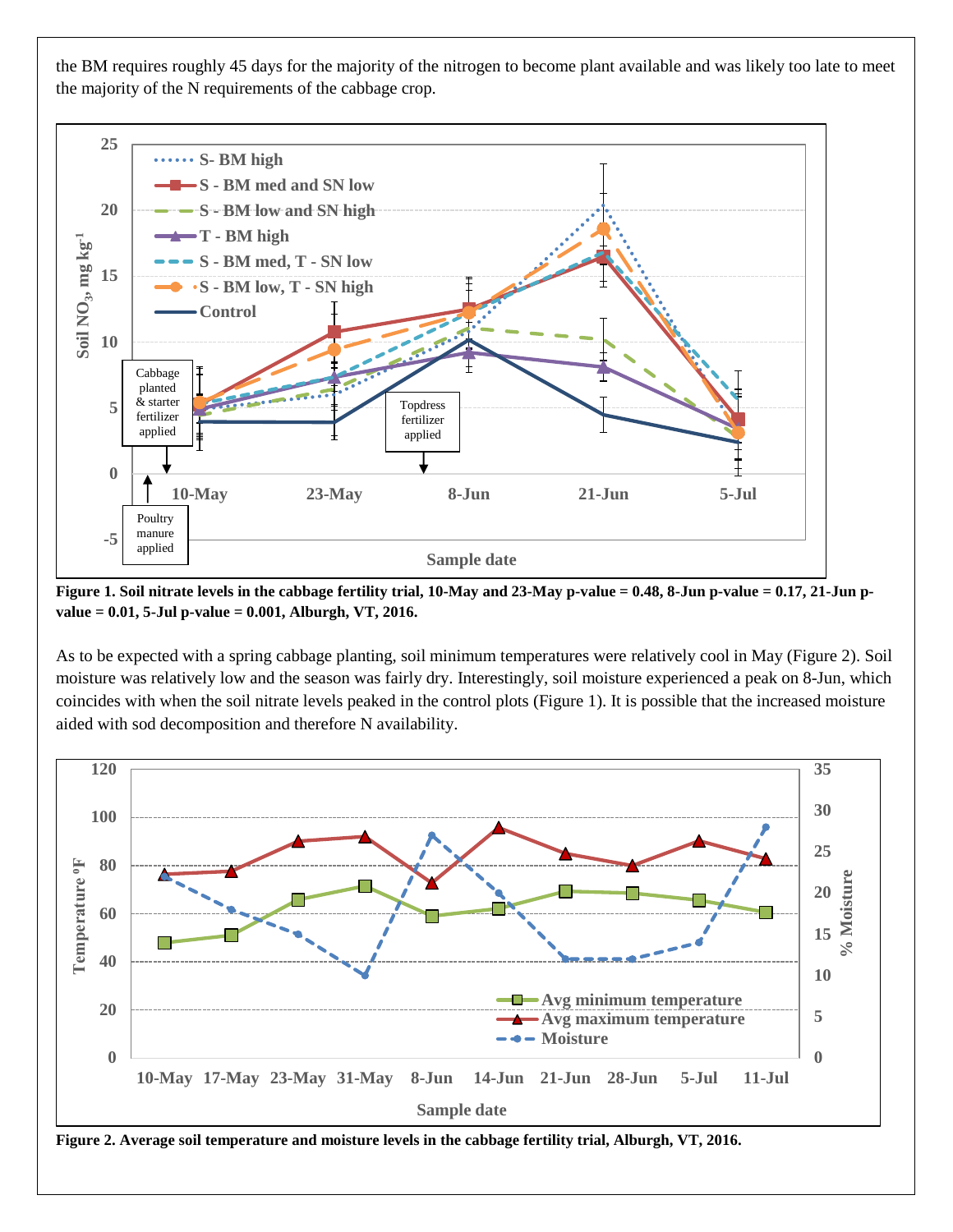the BM requires roughly 45 days for the majority of the nitrogen to become plant available and was likely too late to meet the majority of the N requirements of the cabbage crop.

**Figure 1. Soil nitrate levels in the cabbage fertility trial, 10-May and 23-May p-value = 0.48, 8-Jun p-value = 0.17, 21-Jun p-value = 0.01, 5-Jul p-value = 0.001, Alburgh, VT, 2016.**

As to be expected with a spring cabbage planting, soil minimum temperatures were relatively cool in May (Figure 2). Soil moisture was relatively low and the season was fairly dry. Interestingly, soil moisture experienced a peak on 8-Jun, which coincides with when the soil nitrate levels peaked in the control plots (Figure 1). It is possible that the increased moisture aided with sod decomposition and therefore N availability.

**Figure 2. Average soil temperature and moisture levels in the cabbage fertility trial, Alburgh, VT, 2016.**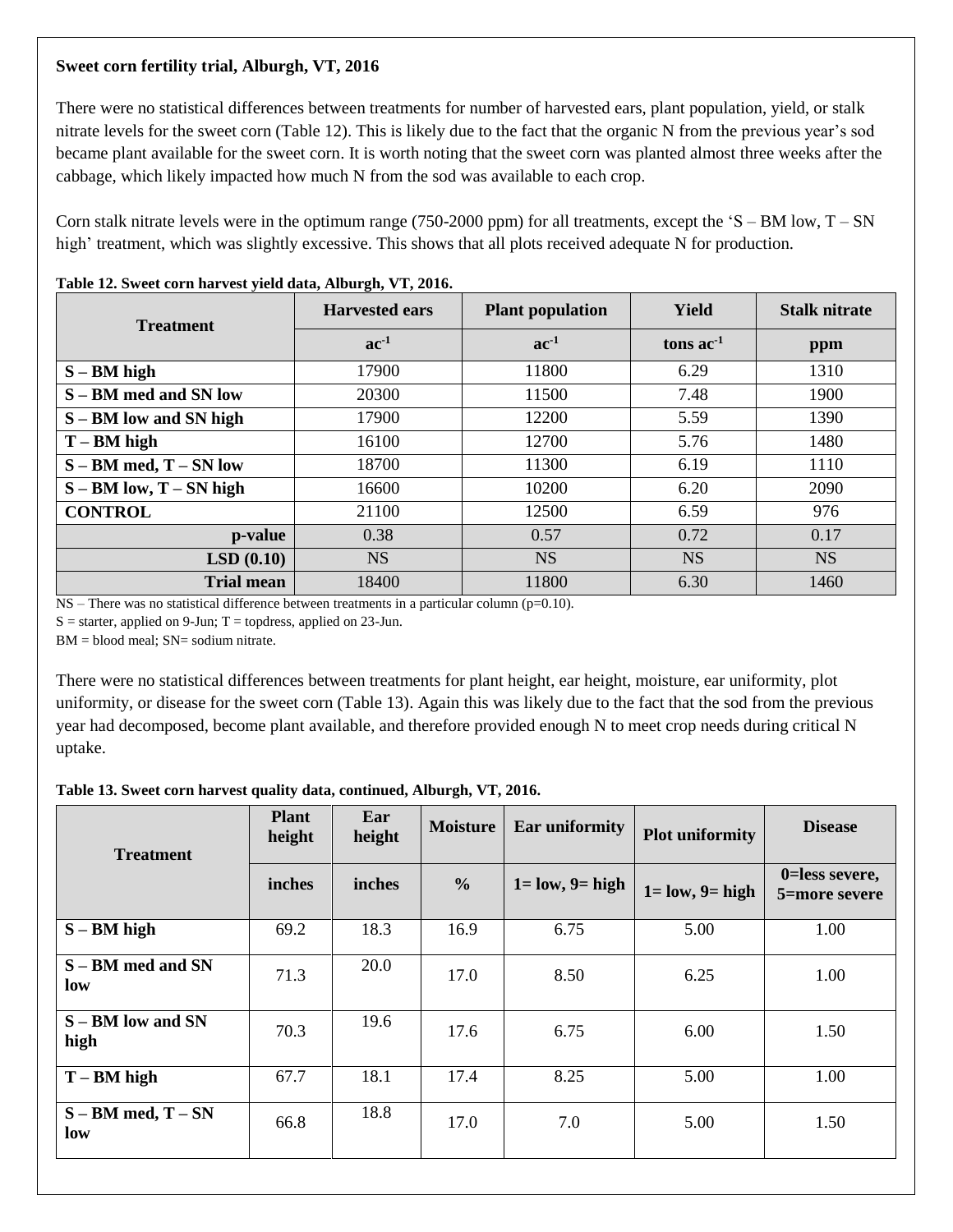**Sweet corn fertility trial, Alburgh, VT, 2016**

There were no statistical differences between treatments for number of harvested ears, plant population, yield, or stalk nitrate levels for the sweet corn (Table 12). This is likely due to the fact that the organic N from the previous year's sod became plant available for the sweet corn. It is worth noting that the sweet corn was planted almost three weeks after the cabbage, which likely impacted how much N from the sod was available to each crop.

Corn stalk nitrate levels were in the optimum range (750-2000 ppm) for all treatments, except the 'S – BM low, T – SN high' treatment, which was slightly excessive. This shows that all plots received adequate N for production.

**Table 12. Sweet corn harvest yield data, Alburgh, VT, 2016.**

| Treatment | Harvested ears | Plant population | Yield | Stalk nitrate |
|---|---|---|---|---|
| | $ac^{-1}$ | $ac^{-1}$ | tons $ac^{-1}$ | ppm |
| **S – BM high** | 17900 | 11800 | 6.29 | 1310 |
| **S – BM med and SN low** | 20300 | 11500 | 7.48 | 1900 |
| **S – BM low and SN high** | 17900 | 12200 | 5.59 | 1390 |
| **T – BM high** | 16100 | 12700 | 5.76 | 1480 |
| **S – BM med, T – SN low** | 18700 | 11300 | 6.19 | 1110 |
| **S – BM low, T – SN high** | 16600 | 10200 | 6.20 | 2090 |
| **CONTROL** | 21100 | 12500 | 6.59 | 976 |
| **p-value** | 0.38 | 0.57 | 0.72 | 0.17 |
| **LSD (0.10)** | NS | NS | NS | NS |
| **Trial mean** | 18400 | 11800 | 6.30 | 1460 |

NS – There was no statistical difference between treatments in a particular column (p=0.10).
S = starter, applied on 9-Jun; T = topdress, applied on 23-Jun.
BM = blood meal; SN= sodium nitrate.

There were no statistical differences between treatments for plant height, ear height, moisture, ear uniformity, plot uniformity, or disease for the sweet corn (Table 13). Again this was likely due to the fact that the sod from the previous year had decomposed, become plant available, and therefore provided enough N to meet crop needs during critical N uptake.

**Table 13. Sweet corn harvest quality data, continued, Alburgh, VT, 2016.**

| Treatment | Plant height | Ear height | Moisture | Ear uniformity | Plot uniformity | Disease |
|---|---|---|---|---|---|---|
| | inches | inches | % | 1= low, 9= high | 1= low, 9= high | 0=less severe, 5=more severe |
| **S – BM high** | 69.2 | 18.3 | 16.9 | 6.75 | 5.00 | 1.00 |
| **S – BM med and SN low** | 71.3 | 20.0 | 17.0 | 8.50 | 6.25 | 1.00 |
| **S – BM low and SN high** | 70.3 | 19.6 | 17.6 | 6.75 | 6.00 | 1.50 |
| **T – BM high** | 67.7 | 18.1 | 17.4 | 8.25 | 5.00 | 1.00 |
| **S – BM med, T – SN low** | 66.8 | 18.8 | 17.0 | 7.0 | 5.00 | 1.50 |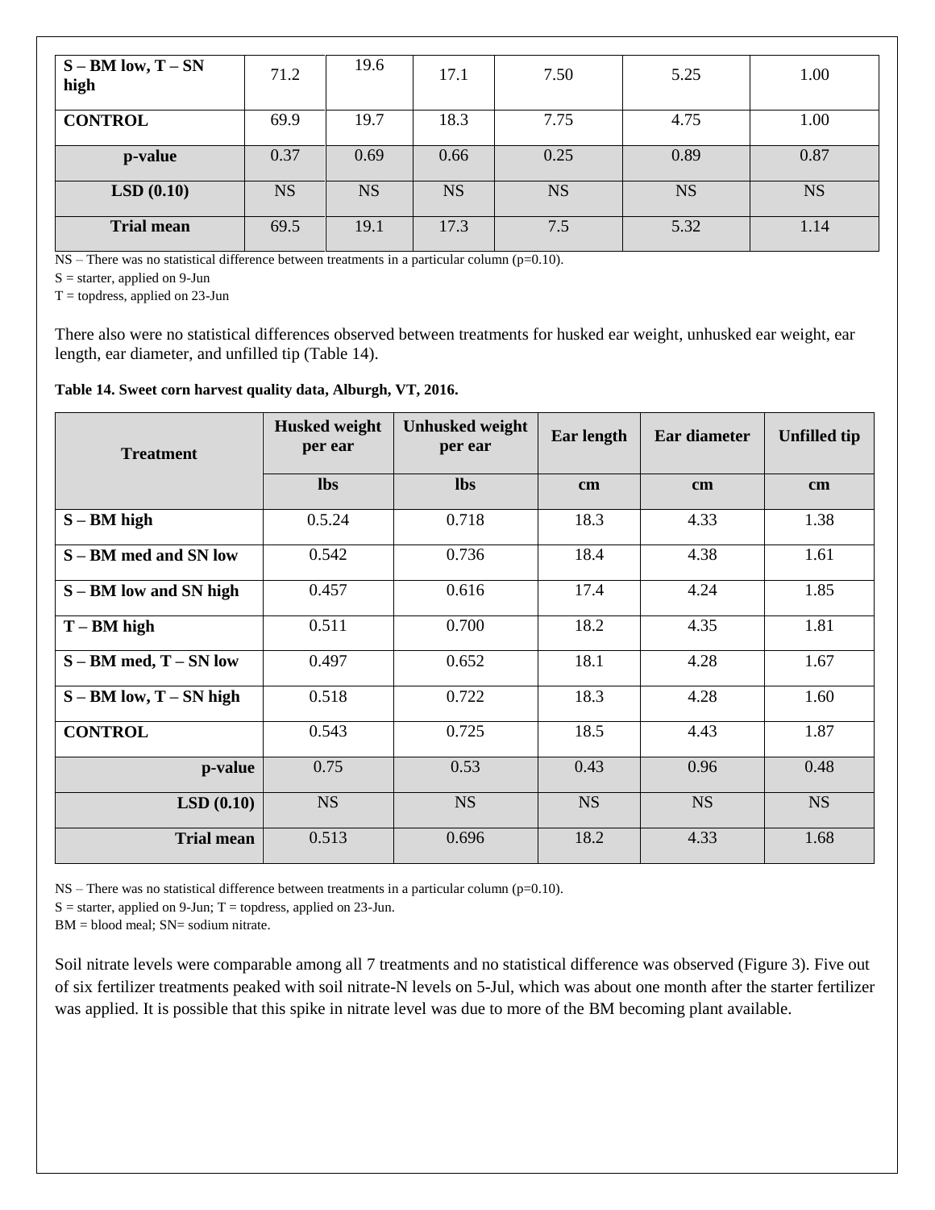| S – BM low, T – SN high | 71.2 | 19.6 | 17.1 | 7.50 | 5.25 | 1.00 |
|---|---|---|---|---|---|---|
| **CONTROL** | 69.9 | 19.7 | 18.3 | 7.75 | 4.75 | 1.00 |
| **p-value** | 0.37 | 0.69 | 0.66 | 0.25 | 0.89 | 0.87 |
| **LSD (0.10)** | NS | NS | NS | NS | NS | NS |
| **Trial mean** | 69.5 | 19.1 | 17.3 | 7.5 | 5.32 | 1.14 |

NS – There was no statistical difference between treatments in a particular column (p=0.10).

S = starter, applied on 9-Jun

T = topdress, applied on 23-Jun

There also were no statistical differences observed between treatments for husked ear weight, unhusked ear weight, ear length, ear diameter, and unfilled tip (Table 14).

**Table 14. Sweet corn harvest quality data, Alburgh, VT, 2016.**

| Treatment | Husked weight per ear | Unhusked weight per ear | Ear length | Ear diameter | Unfilled tip |
|---|---|---|---|---|---|
| | lbs | lbs | cm | cm | cm |
| **S – BM high** | 0.5.24 | 0.718 | 18.3 | 4.33 | 1.38 |
| **S – BM med and SN low** | 0.542 | 0.736 | 18.4 | 4.38 | 1.61 |
| **S – BM low and SN high** | 0.457 | 0.616 | 17.4 | 4.24 | 1.85 |
| **T – BM high** | 0.511 | 0.700 | 18.2 | 4.35 | 1.81 |
| **S – BM med, T – SN low** | 0.497 | 0.652 | 18.1 | 4.28 | 1.67 |
| **S – BM low, T – SN high** | 0.518 | 0.722 | 18.3 | 4.28 | 1.60 |
| **CONTROL** | 0.543 | 0.725 | 18.5 | 4.43 | 1.87 |
| **p-value** | 0.75 | 0.53 | 0.43 | 0.96 | 0.48 |
| **LSD (0.10)** | NS | NS | NS | NS | NS |
| **Trial mean** | 0.513 | 0.696 | 18.2 | 4.33 | 1.68 |

NS – There was no statistical difference between treatments in a particular column (p=0.10).

S = starter, applied on 9-Jun; T = topdress, applied on 23-Jun.

BM = blood meal; SN= sodium nitrate.

Soil nitrate levels were comparable among all 7 treatments and no statistical difference was observed (Figure 3). Five out of six fertilizer treatments peaked with soil nitrate-N levels on 5-Jul, which was about one month after the starter fertilizer was applied. It is possible that this spike in nitrate level was due to more of the BM becoming plant available.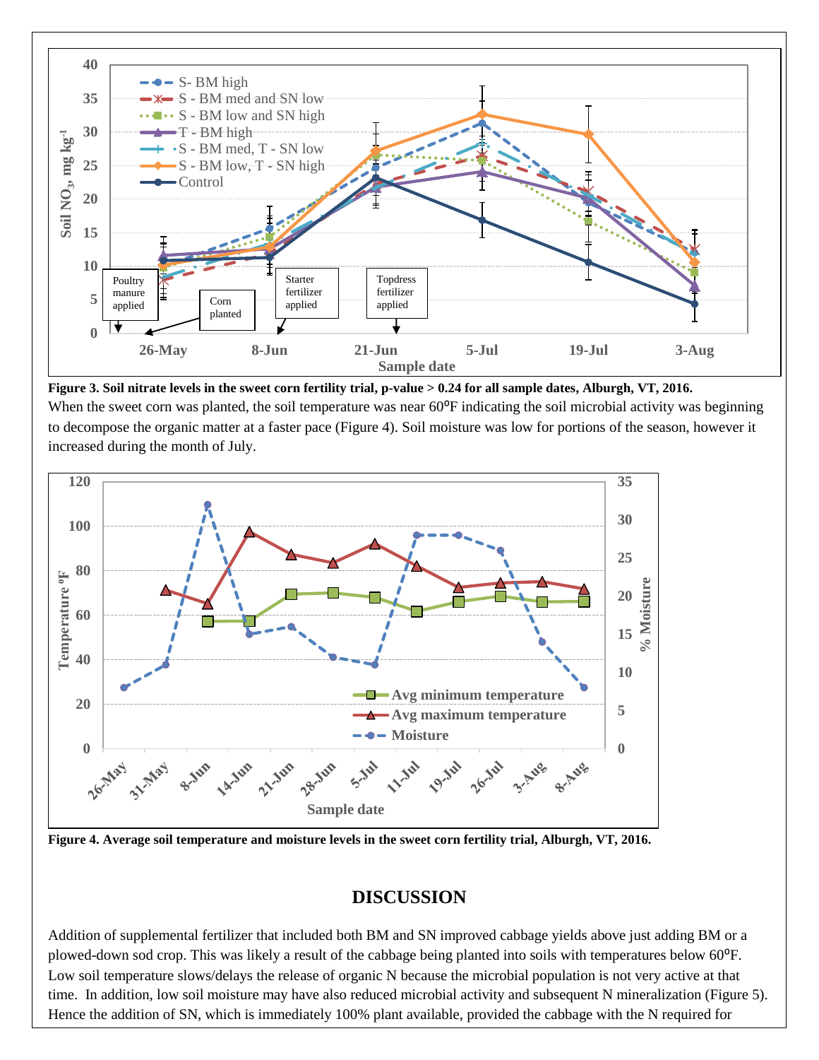**Figure 3. Soil nitrate levels in the sweet corn fertility trial, p-value > 0.24 for all sample dates, Alburgh, VT, 2016.**

When the sweet corn was planted, the soil temperature was near 60ᵒF indicating the soil microbial activity was beginning to decompose the organic matter at a faster pace (Figure 4). Soil moisture was low for portions of the season, however it increased during the month of July.

**Figure 4. Average soil temperature and moisture levels in the sweet corn fertility trial, Alburgh, VT, 2016.**

## DISCUSSION

Addition of supplemental fertilizer that included both BM and SN improved cabbage yields above just adding BM or a plowed-down sod crop. This was likely a result of the cabbage being planted into soils with temperatures below 60ᵒF. Low soil temperature slows/delays the release of organic N because the microbial population is not very active at that time. In addition, low soil moisture may have also reduced microbial activity and subsequent N mineralization (Figure 5). Hence the addition of SN, which is immediately 100% plant available, provided the cabbage with the N required for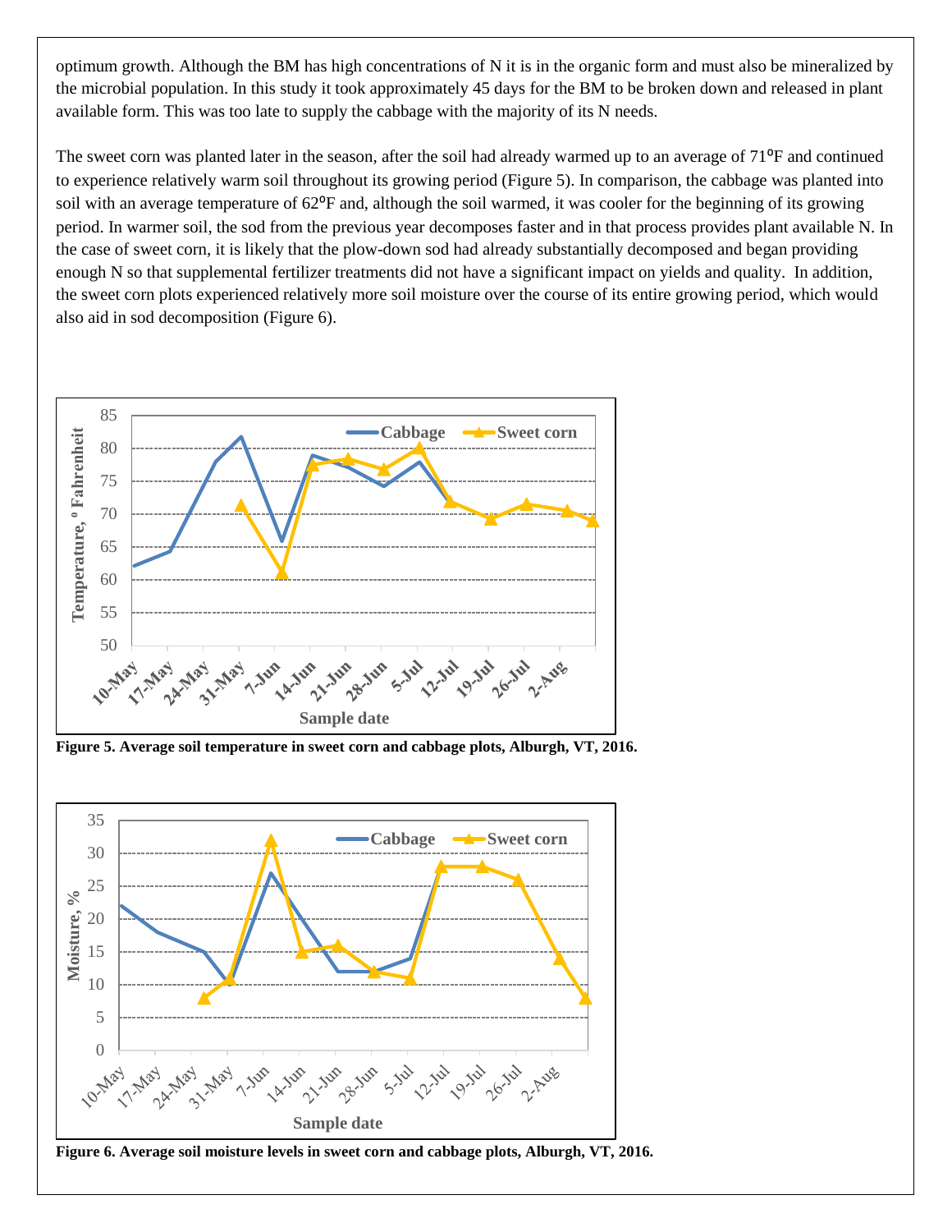optimum growth. Although the BM has high concentrations of N it is in the organic form and must also be mineralized by the microbial population. In this study it took approximately 45 days for the BM to be broken down and released in plant available form. This was too late to supply the cabbage with the majority of its N needs.

The sweet corn was planted later in the season, after the soil had already warmed up to an average of 71°F and continued to experience relatively warm soil throughout its growing period (Figure 5). In comparison, the cabbage was planted into soil with an average temperature of 62°F and, although the soil warmed, it was cooler for the beginning of its growing period. In warmer soil, the sod from the previous year decomposes faster and in that process provides plant available N. In the case of sweet corn, it is likely that the plow-down sod had already substantially decomposed and began providing enough N so that supplemental fertilizer treatments did not have a significant impact on yields and quality. In addition, the sweet corn plots experienced relatively more soil moisture over the course of its entire growing period, which would also aid in sod decomposition (Figure 6).

**Figure 5. Average soil temperature in sweet corn and cabbage plots, Alburgh, VT, 2016.**

**Figure 6. Average soil moisture levels in sweet corn and cabbage plots, Alburgh, VT, 2016.**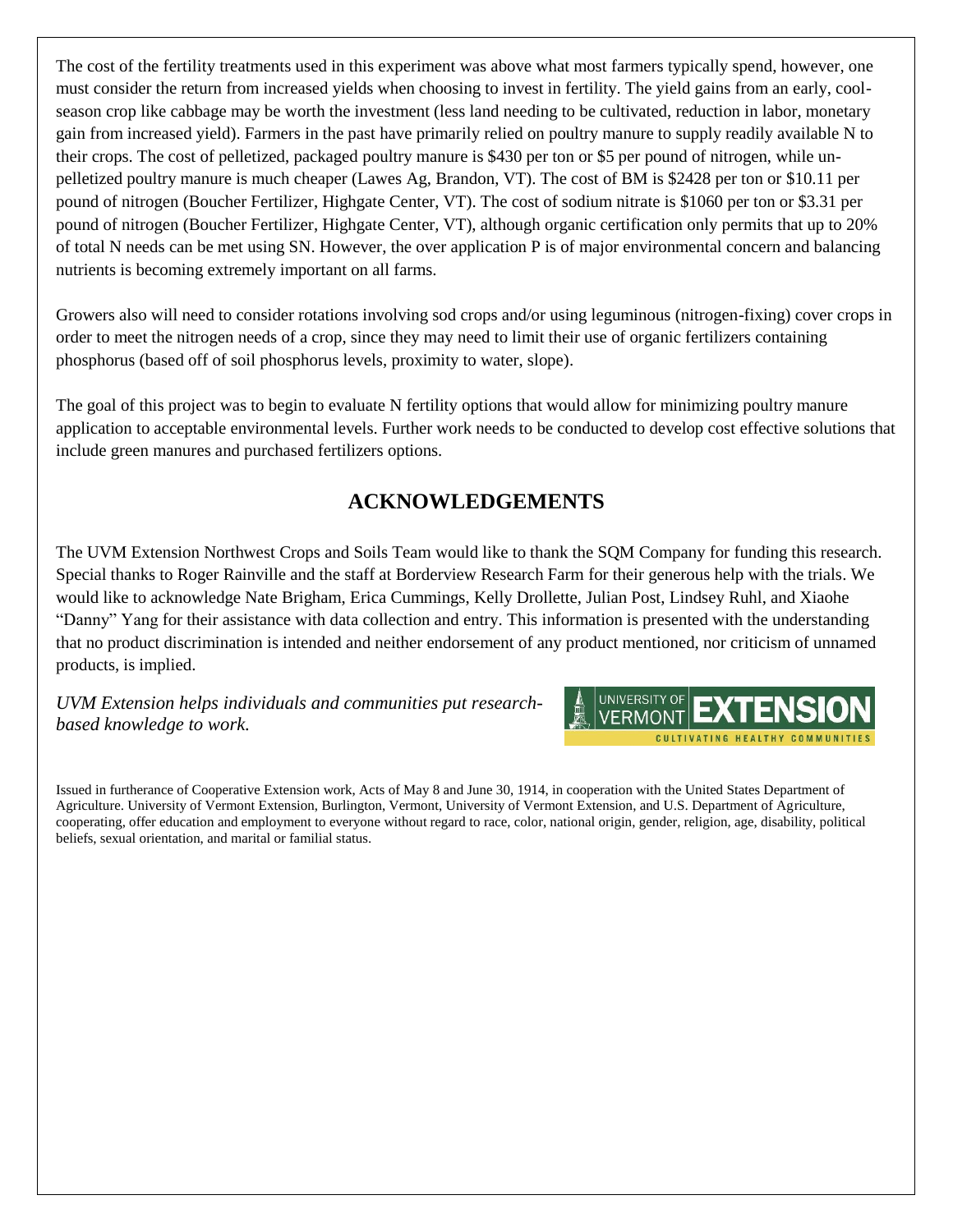The cost of the fertility treatments used in this experiment was above what most farmers typically spend, however, one must consider the return from increased yields when choosing to invest in fertility. The yield gains from an early, cool-season crop like cabbage may be worth the investment (less land needing to be cultivated, reduction in labor, monetary gain from increased yield). Farmers in the past have primarily relied on poultry manure to supply readily available N to their crops. The cost of pelletized, packaged poultry manure is $430 per ton or $5 per pound of nitrogen, while un-pelletized poultry manure is much cheaper (Lawes Ag, Brandon, VT). The cost of BM is $2428 per ton or $10.11 per pound of nitrogen (Boucher Fertilizer, Highgate Center, VT). The cost of sodium nitrate is $1060 per ton or $3.31 per pound of nitrogen (Boucher Fertilizer, Highgate Center, VT), although organic certification only permits that up to 20% of total N needs can be met using SN. However, the over application P is of major environmental concern and balancing nutrients is becoming extremely important on all farms.

Growers also will need to consider rotations involving sod crops and/or using leguminous (nitrogen-fixing) cover crops in order to meet the nitrogen needs of a crop, since they may need to limit their use of organic fertilizers containing phosphorus (based off of soil phosphorus levels, proximity to water, slope).

The goal of this project was to begin to evaluate N fertility options that would allow for minimizing poultry manure application to acceptable environmental levels. Further work needs to be conducted to develop cost effective solutions that include green manures and purchased fertilizers options.

## ACKNOWLEDGEMENTS

The UVM Extension Northwest Crops and Soils Team would like to thank the SQM Company for funding this research. Special thanks to Roger Rainville and the staff at Borderview Research Farm for their generous help with the trials. We would like to acknowledge Nate Brigham, Erica Cummings, Kelly Drollette, Julian Post, Lindsey Ruhl, and Xiaohe "Danny" Yang for their assistance with data collection and entry. This information is presented with the understanding that no product discrimination is intended and neither endorsement of any product mentioned, nor criticism of unnamed products, is implied.

*UVM Extension helps individuals and communities put research-based knowledge to work.*

UNIVERSITY OF VERMONT EXTENSION
CULTIVATING HEALTHY COMMUNITIES

Issued in furtherance of Cooperative Extension work, Acts of May 8 and June 30, 1914, in cooperation with the United States Department of Agriculture. University of Vermont Extension, Burlington, Vermont, University of Vermont Extension, and U.S. Department of Agriculture, cooperating, offer education and employment to everyone without regard to race, color, national origin, gender, religion, age, disability, political beliefs, sexual orientation, and marital or familial status.